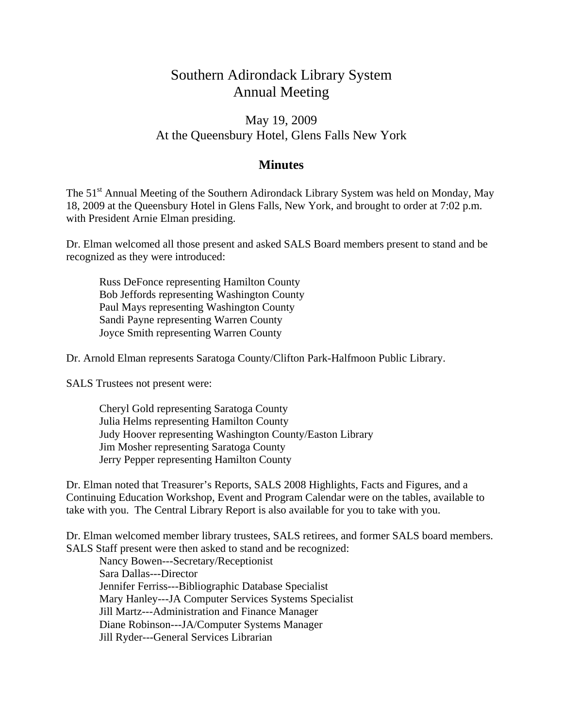# Southern Adirondack Library System
# Annual Meeting

## May 19, 2009
## At the Queensbury Hotel, Glens Falls New York

### Minutes

The 51st Annual Meeting of the Southern Adirondack Library System was held on Monday, May 18, 2009 at the Queensbury Hotel in Glens Falls, New York, and brought to order at 7:02 p.m. with President Arnie Elman presiding.

Dr. Elman welcomed all those present and asked SALS Board members present to stand and be recognized as they were introduced:

> Russ DeFonce representing Hamilton County
> Bob Jeffords representing Washington County
> Paul Mays representing Washington County
> Sandi Payne representing Warren County
> Joyce Smith representing Warren County

Dr. Arnold Elman represents Saratoga County/Clifton Park-Halfmoon Public Library.

SALS Trustees not present were:

> Cheryl Gold representing Saratoga County
> Julia Helms representing Hamilton County
> Judy Hoover representing Washington County/Easton Library
> Jim Mosher representing Saratoga County
> Jerry Pepper representing Hamilton County

Dr. Elman noted that Treasurer's Reports, SALS 2008 Highlights, Facts and Figures, and a Continuing Education Workshop, Event and Program Calendar were on the tables, available to take with you. The Central Library Report is also available for you to take with you.

Dr. Elman welcomed member library trustees, SALS retirees, and former SALS board members. SALS Staff present were then asked to stand and be recognized:

> Nancy Bowen---Secretary/Receptionist
> Sara Dallas---Director
> Jennifer Ferriss---Bibliographic Database Specialist
> Mary Hanley---JA Computer Services Systems Specialist
> Jill Martz---Administration and Finance Manager
> Diane Robinson---JA/Computer Systems Manager
> Jill Ryder---General Services Librarian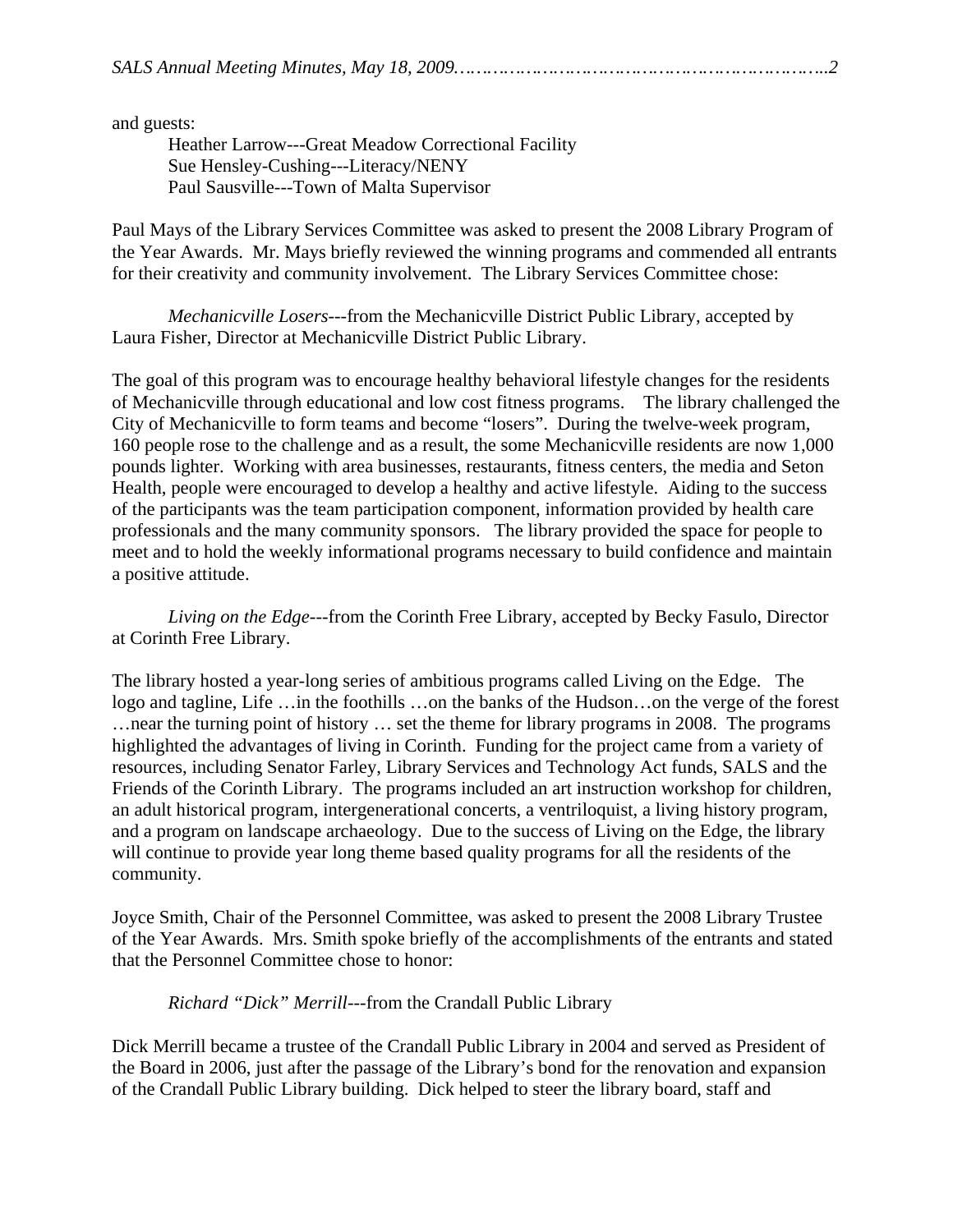and guests:

Heather Larrow---Great Meadow Correctional Facility
Sue Hensley-Cushing---Literacy/NENY
Paul Sausville---Town of Malta Supervisor

Paul Mays of the Library Services Committee was asked to present the 2008 Library Program of the Year Awards. Mr. Mays briefly reviewed the winning programs and commended all entrants for their creativity and community involvement. The Library Services Committee chose:

*Mechanicville Losers*---from the Mechanicville District Public Library, accepted by Laura Fisher, Director at Mechanicville District Public Library.

The goal of this program was to encourage healthy behavioral lifestyle changes for the residents of Mechanicville through educational and low cost fitness programs. The library challenged the City of Mechanicville to form teams and become "losers". During the twelve-week program, 160 people rose to the challenge and as a result, the some Mechanicville residents are now 1,000 pounds lighter. Working with area businesses, restaurants, fitness centers, the media and Seton Health, people were encouraged to develop a healthy and active lifestyle. Aiding to the success of the participants was the team participation component, information provided by health care professionals and the many community sponsors. The library provided the space for people to meet and to hold the weekly informational programs necessary to build confidence and maintain a positive attitude.

*Living on the Edge*---from the Corinth Free Library, accepted by Becky Fasulo, Director at Corinth Free Library.

The library hosted a year-long series of ambitious programs called Living on the Edge. The logo and tagline, Life …in the foothills …on the banks of the Hudson…on the verge of the forest …near the turning point of history … set the theme for library programs in 2008. The programs highlighted the advantages of living in Corinth. Funding for the project came from a variety of resources, including Senator Farley, Library Services and Technology Act funds, SALS and the Friends of the Corinth Library. The programs included an art instruction workshop for children, an adult historical program, intergenerational concerts, a ventriloquist, a living history program, and a program on landscape archaeology. Due to the success of Living on the Edge, the library will continue to provide year long theme based quality programs for all the residents of the community.

Joyce Smith, Chair of the Personnel Committee, was asked to present the 2008 Library Trustee of the Year Awards. Mrs. Smith spoke briefly of the accomplishments of the entrants and stated that the Personnel Committee chose to honor:

*Richard "Dick" Merrill*---from the Crandall Public Library

Dick Merrill became a trustee of the Crandall Public Library in 2004 and served as President of the Board in 2006, just after the passage of the Library's bond for the renovation and expansion of the Crandall Public Library building. Dick helped to steer the library board, staff and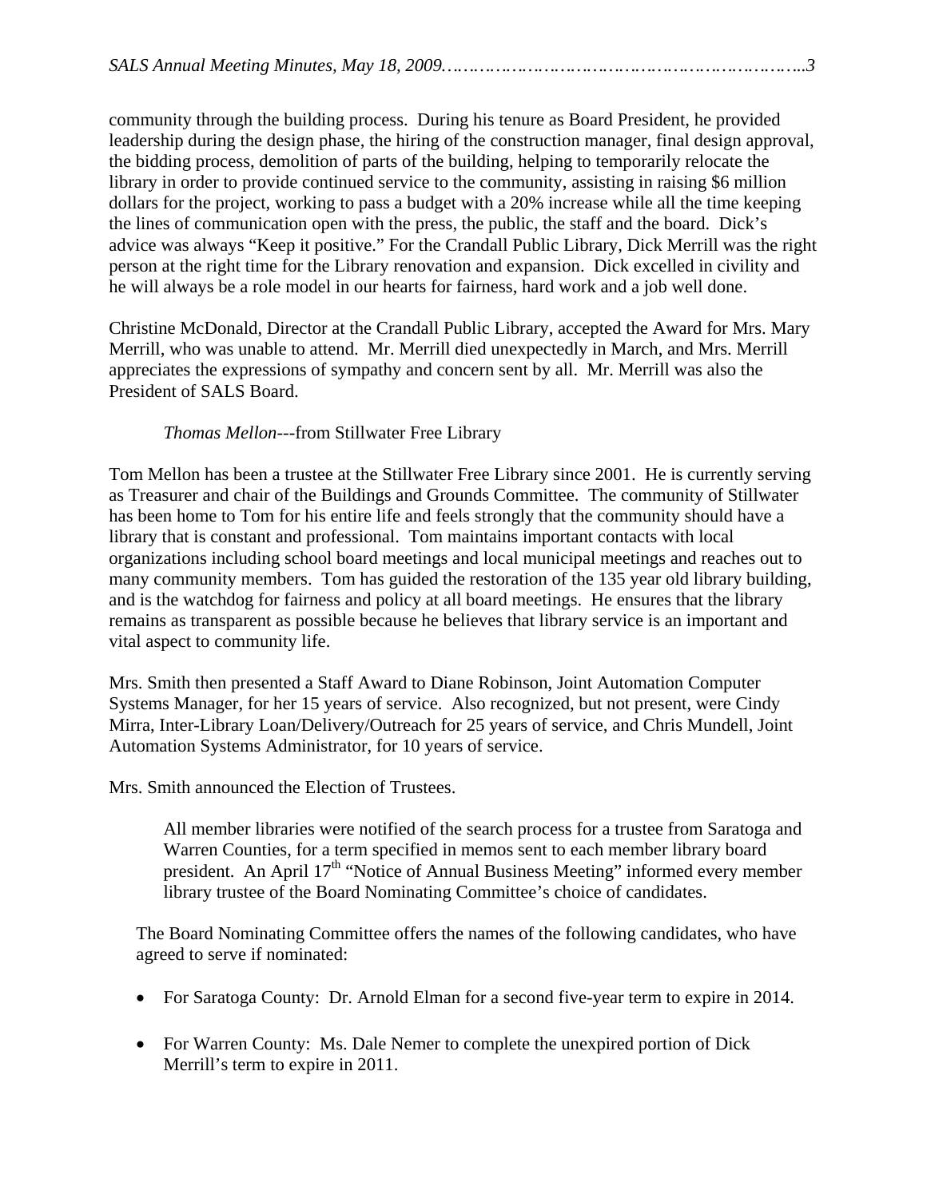community through the building process. During his tenure as Board President, he provided leadership during the design phase, the hiring of the construction manager, final design approval, the bidding process, demolition of parts of the building, helping to temporarily relocate the library in order to provide continued service to the community, assisting in raising $6 million dollars for the project, working to pass a budget with a 20% increase while all the time keeping the lines of communication open with the press, the public, the staff and the board. Dick's advice was always "Keep it positive." For the Crandall Public Library, Dick Merrill was the right person at the right time for the Library renovation and expansion. Dick excelled in civility and he will always be a role model in our hearts for fairness, hard work and a job well done.

Christine McDonald, Director at the Crandall Public Library, accepted the Award for Mrs. Mary Merrill, who was unable to attend. Mr. Merrill died unexpectedly in March, and Mrs. Merrill appreciates the expressions of sympathy and concern sent by all. Mr. Merrill was also the President of SALS Board.

*Thomas Mellon*---from Stillwater Free Library

Tom Mellon has been a trustee at the Stillwater Free Library since 2001. He is currently serving as Treasurer and chair of the Buildings and Grounds Committee. The community of Stillwater has been home to Tom for his entire life and feels strongly that the community should have a library that is constant and professional. Tom maintains important contacts with local organizations including school board meetings and local municipal meetings and reaches out to many community members. Tom has guided the restoration of the 135 year old library building, and is the watchdog for fairness and policy at all board meetings. He ensures that the library remains as transparent as possible because he believes that library service is an important and vital aspect to community life.

Mrs. Smith then presented a Staff Award to Diane Robinson, Joint Automation Computer Systems Manager, for her 15 years of service. Also recognized, but not present, were Cindy Mirra, Inter-Library Loan/Delivery/Outreach for 25 years of service, and Chris Mundell, Joint Automation Systems Administrator, for 10 years of service.

Mrs. Smith announced the Election of Trustees.

> All member libraries were notified of the search process for a trustee from Saratoga and Warren Counties, for a term specified in memos sent to each member library board president. An April 17th "Notice of Annual Business Meeting" informed every member library trustee of the Board Nominating Committee's choice of candidates.

The Board Nominating Committee offers the names of the following candidates, who have agreed to serve if nominated:

- For Saratoga County: Dr. Arnold Elman for a second five-year term to expire in 2014.
- For Warren County: Ms. Dale Nemer to complete the unexpired portion of Dick Merrill's term to expire in 2011.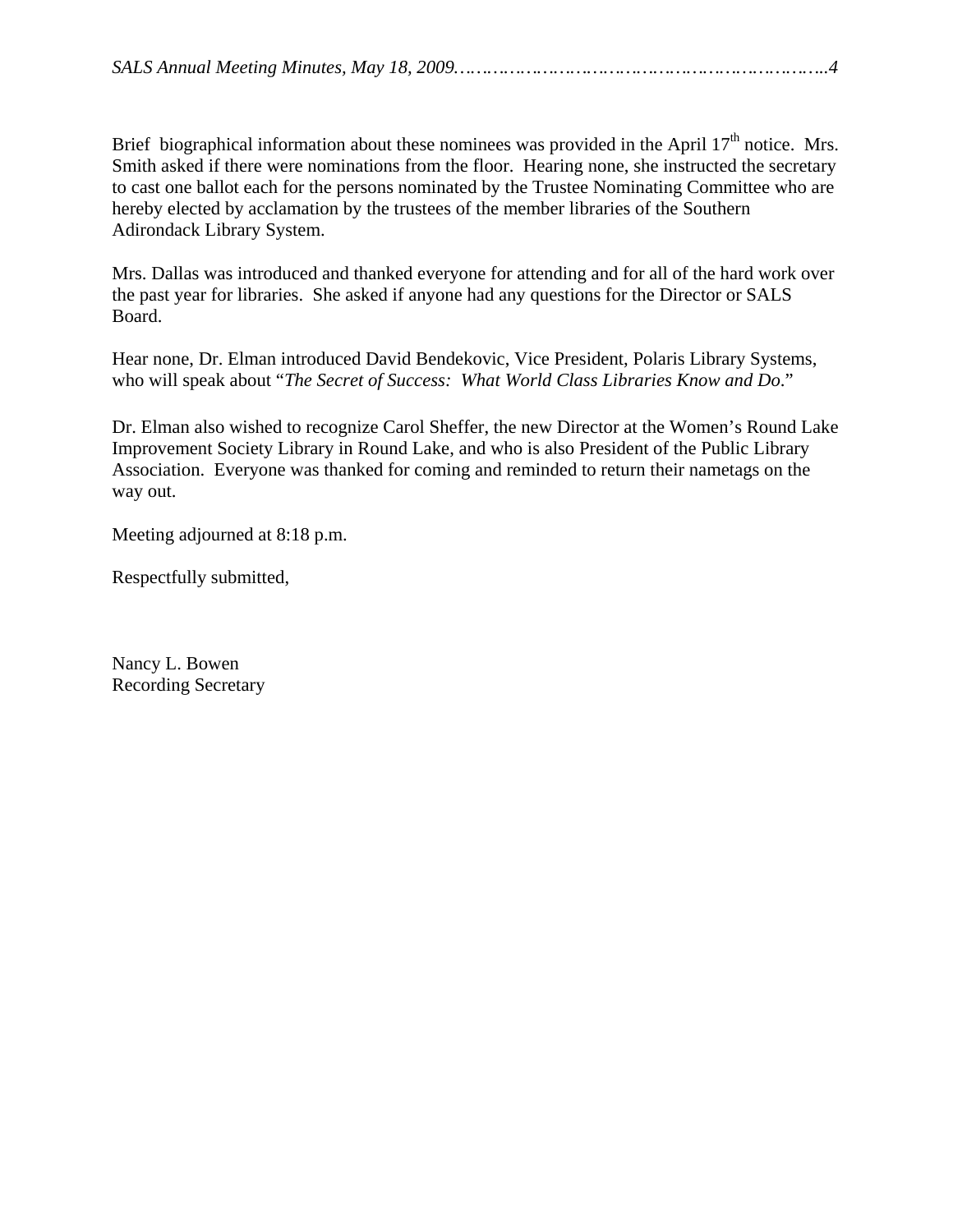Brief biographical information about these nominees was provided in the April 17th notice. Mrs. Smith asked if there were nominations from the floor. Hearing none, she instructed the secretary to cast one ballot each for the persons nominated by the Trustee Nominating Committee who are hereby elected by acclamation by the trustees of the member libraries of the Southern Adirondack Library System.

Mrs. Dallas was introduced and thanked everyone for attending and for all of the hard work over the past year for libraries. She asked if anyone had any questions for the Director or SALS Board.

Hear none, Dr. Elman introduced David Bendekovic, Vice President, Polaris Library Systems, who will speak about "*The Secret of Success: What World Class Libraries Know and Do*."

Dr. Elman also wished to recognize Carol Sheffer, the new Director at the Women's Round Lake Improvement Society Library in Round Lake, and who is also President of the Public Library Association. Everyone was thanked for coming and reminded to return their nametags on the way out.

Meeting adjourned at 8:18 p.m.

Respectfully submitted,

Nancy L. Bowen
Recording Secretary